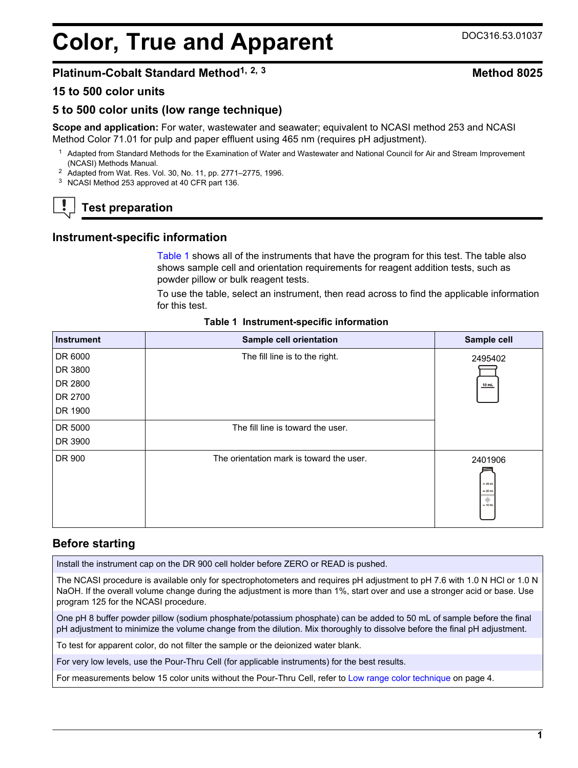# Color, True and Apparent

DOC316.53.01037

## Platinum-Cobalt Standard Method[1, 2, 3]

**Method 8025**

### 15 to 500 color units

### 5 to 500 color units (low range technique)

**Scope and application:** For water, wastewater and seawater; equivalent to NCASI method 253 and NCASI Method Color 71.01 for pulp and paper effluent using 465 nm (requires pH adjustment).

1 Adapted from Standard Methods for the Examination of Water and Wastewater and National Council for Air and Stream Improvement (NCASI) Methods Manual.

2 Adapted from Wat. Res. Vol. 30, No. 11, pp. 2771–2775, 1996.

3 NCASI Method 253 approved at 40 CFR part 136.

## Test preparation

### Instrument-specific information

Table 1 shows all of the instruments that have the program for this test. The table also shows sample cell and orientation requirements for reagent addition tests, such as powder pillow or bulk reagent tests.

To use the table, select an instrument, then read across to find the applicable information for this test.

**Table 1 Instrument-specific information**

| Instrument | Sample cell orientation | Sample cell |
| --- | --- | --- |
| DR 6000<br>DR 3800<br>DR 2800<br>DR 2700<br>DR 1900 | The fill line is to the right. | 2495402 |
| DR 5000<br>DR 3900 | The fill line is toward the user. | |
| DR 900 | The orientation mark is toward the user. | 2401906 |

### Before starting

Install the instrument cap on the DR 900 cell holder before ZERO or READ is pushed.

The NCASI procedure is available only for spectrophotometers and requires pH adjustment to pH 7.6 with 1.0 N HCl or 1.0 N NaOH. If the overall volume change during the adjustment is more than 1%, start over and use a stronger acid or base. Use program 125 for the NCASI procedure.

One pH 8 buffer powder pillow (sodium phosphate/potassium phosphate) can be added to 50 mL of sample before the final pH adjustment to minimize the volume change from the dilution. Mix thoroughly to dissolve before the final pH adjustment.

To test for apparent color, do not filter the sample or the deionized water blank.

For very low levels, use the Pour-Thru Cell (for applicable instruments) for the best results.

For measurements below 15 color units without the Pour-Thru Cell, refer to Low range color technique on page 4.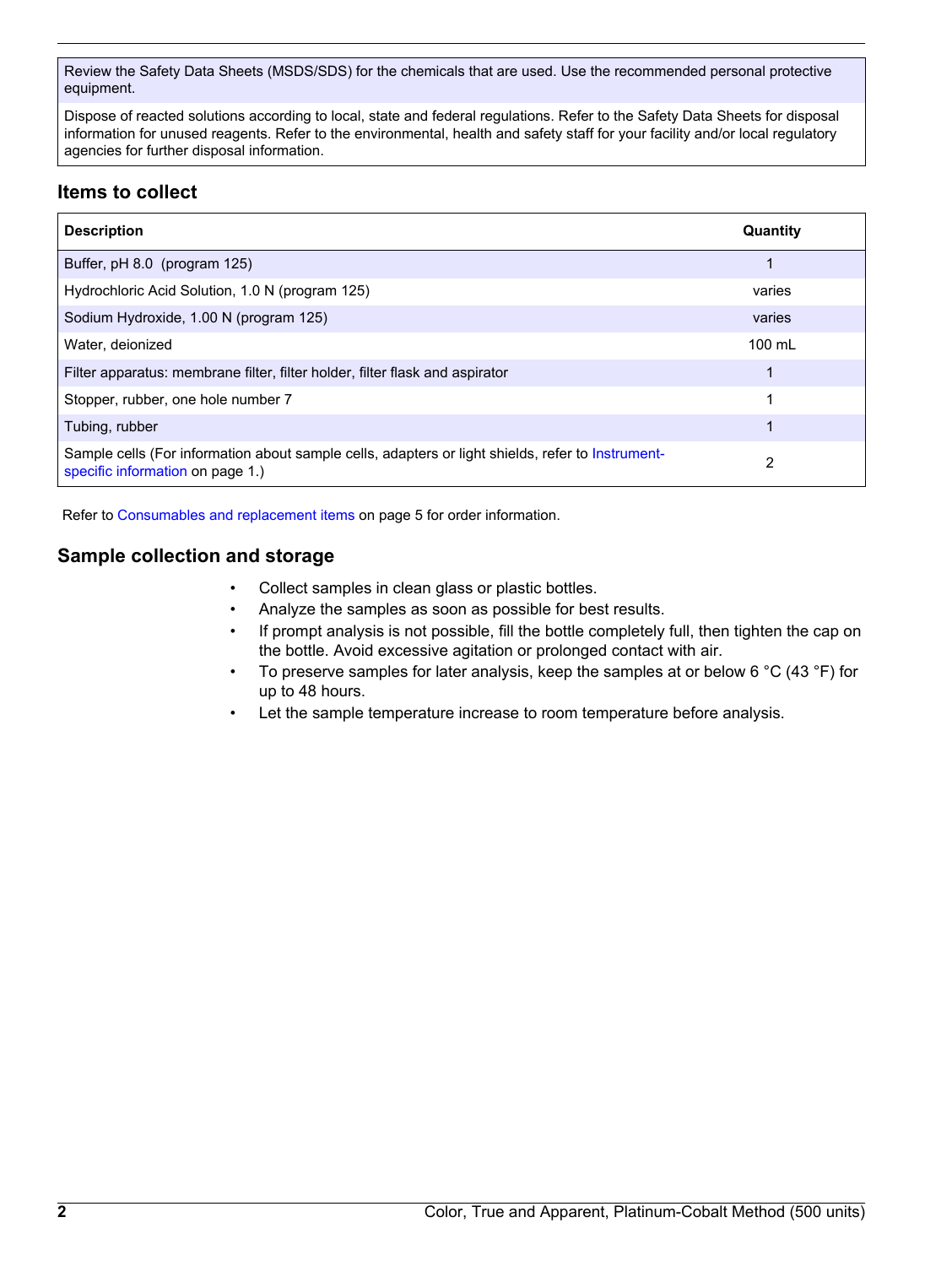Review the Safety Data Sheets (MSDS/SDS) for the chemicals that are used. Use the recommended personal protective equipment.

Dispose of reacted solutions according to local, state and federal regulations. Refer to the Safety Data Sheets for disposal information for unused reagents. Refer to the environmental, health and safety staff for your facility and/or local regulatory agencies for further disposal information.

## Items to collect

| Description | Quantity |
| --- | --- |
| Buffer, pH 8.0 (program 125) | 1 |
| Hydrochloric Acid Solution, 1.0 N (program 125) | varies |
| Sodium Hydroxide, 1.00 N (program 125) | varies |
| Water, deionized | 100 mL |
| Filter apparatus: membrane filter, filter holder, filter flask and aspirator | 1 |
| Stopper, rubber, one hole number 7 | 1 |
| Tubing, rubber | 1 |
| Sample cells (For information about sample cells, adapters or light shields, refer to Instrument-specific information on page 1.) | 2 |

Refer to Consumables and replacement items on page 5 for order information.

## Sample collection and storage

- Collect samples in clean glass or plastic bottles.
- Analyze the samples as soon as possible for best results.
- If prompt analysis is not possible, fill the bottle completely full, then tighten the cap on the bottle. Avoid excessive agitation or prolonged contact with air.
- To preserve samples for later analysis, keep the samples at or below 6 °C (43 °F) for up to 48 hours.
- Let the sample temperature increase to room temperature before analysis.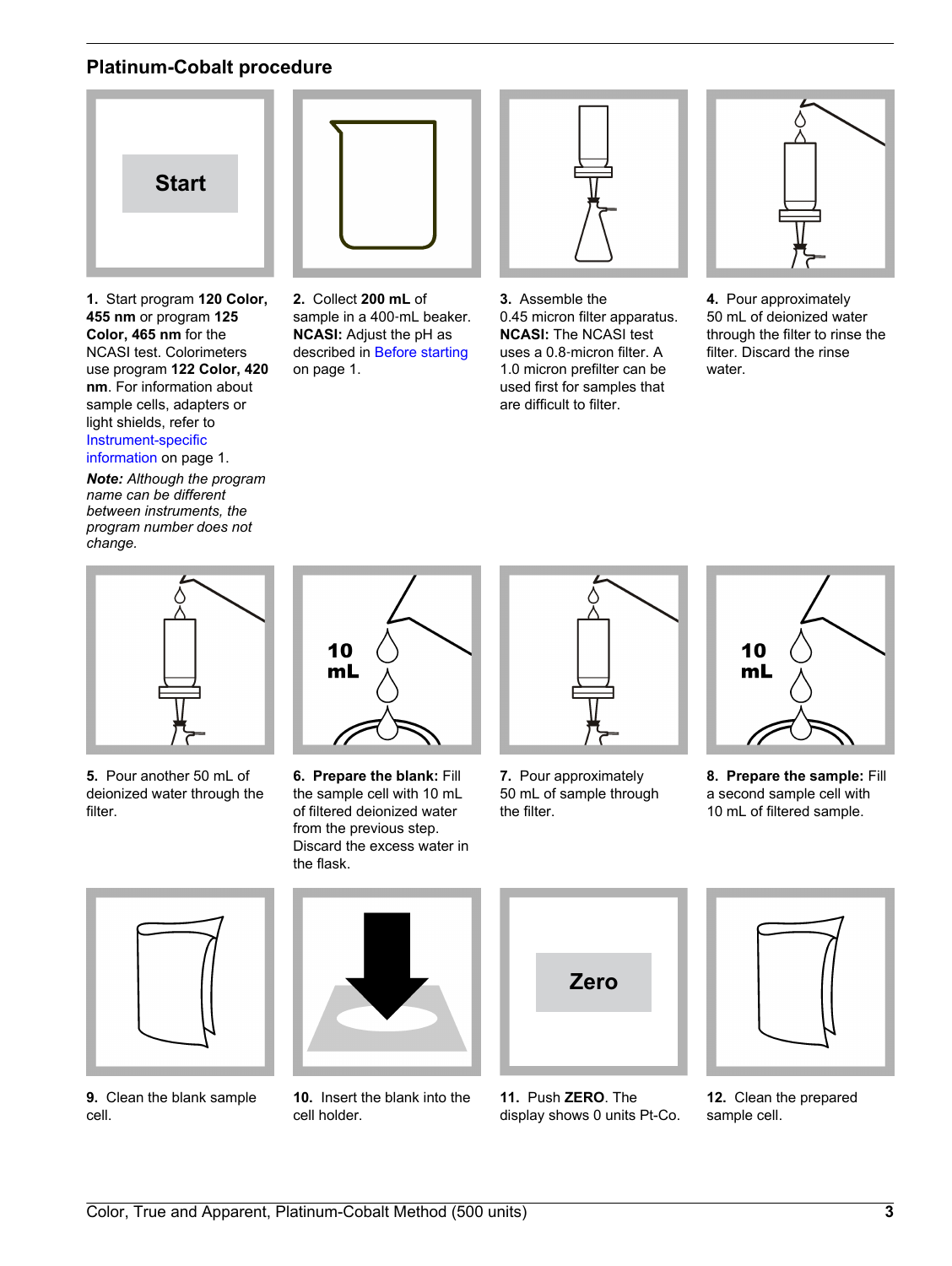## Platinum-Cobalt procedure

**1.** Start program **120 Color, 455 nm** or program **125 Color, 465 nm** for the NCASI test. Colorimeters use program **122 Color, 420 nm**. For information about sample cells, adapters or light shields, refer to Instrument-specific information on page 1.

***Note:** Although the program name can be different between instruments, the program number does not change.*

**2.** Collect **200 mL** of sample in a 400-mL beaker. **NCASI:** Adjust the pH as described in Before starting on page 1.

**3.** Assemble the 0.45 micron filter apparatus. **NCASI:** The NCASI test uses a 0.8-micron filter. A 1.0 micron prefilter can be used first for samples that are difficult to filter.

**4.** Pour approximately 50 mL of deionized water through the filter to rinse the filter. Discard the rinse water.

**5.** Pour another 50 mL of deionized water through the filter.

**6.** **Prepare the blank:** Fill the sample cell with 10 mL of filtered deionized water from the previous step. Discard the excess water in the flask.

**7.** Pour approximately 50 mL of sample through the filter.

**8.** **Prepare the sample:** Fill a second sample cell with 10 mL of filtered sample.

**9.** Clean the blank sample cell.

**10.** Insert the blank into the cell holder.

**11.** Push **ZERO**. The display shows 0 units Pt-Co.

**12.** Clean the prepared sample cell.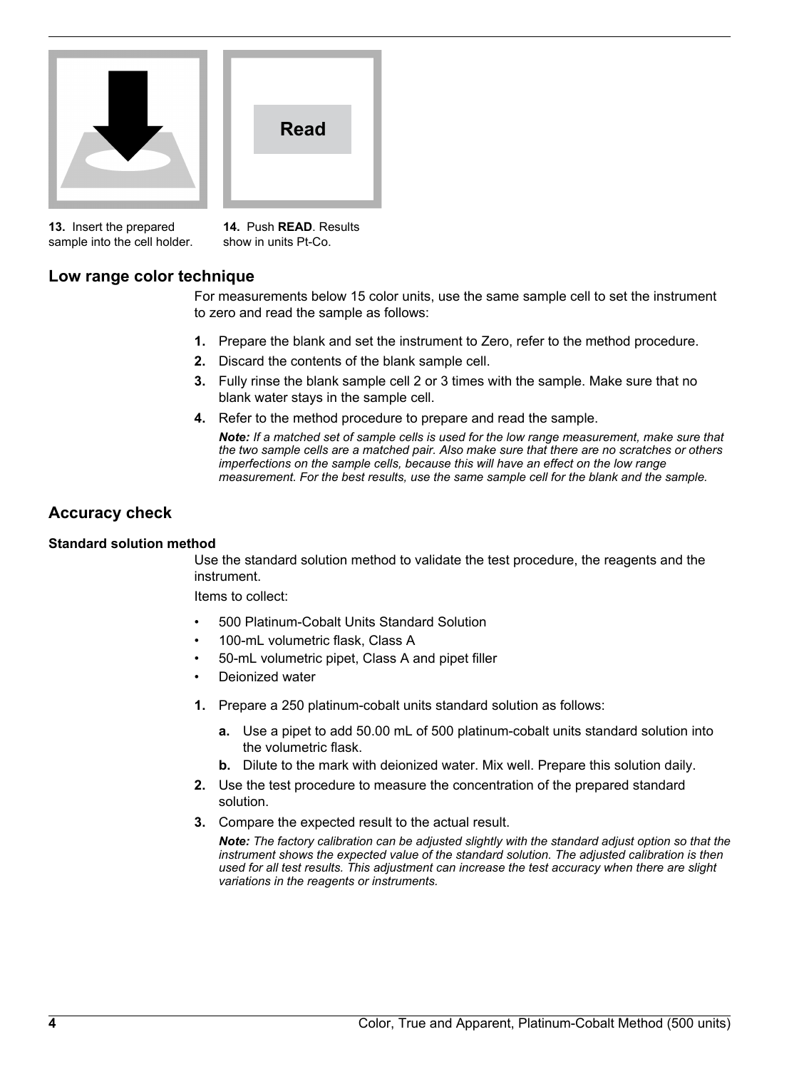13. Insert the prepared sample into the cell holder.

14. Push **READ**. Results show in units Pt-Co.

## Low range color technique

For measurements below 15 color units, use the same sample cell to set the instrument to zero and read the sample as follows:

1. Prepare the blank and set the instrument to Zero, refer to the method procedure.
2. Discard the contents of the blank sample cell.
3. Fully rinse the blank sample cell 2 or 3 times with the sample. Make sure that no blank water stays in the sample cell.
4. Refer to the method procedure to prepare and read the sample.

   ***Note:** If a matched set of sample cells is used for the low range measurement, make sure that the two sample cells are a matched pair. Also make sure that there are no scratches or others imperfections on the sample cells, because this will have an effect on the low range measurement. For the best results, use the same sample cell for the blank and the sample.*

## Accuracy check

### Standard solution method

Use the standard solution method to validate the test procedure, the reagents and the instrument.

Items to collect:

- 500 Platinum-Cobalt Units Standard Solution
- 100-mL volumetric flask, Class A
- 50-mL volumetric pipet, Class A and pipet filler
- Deionized water

1. Prepare a 250 platinum-cobalt units standard solution as follows:
   - **a.** Use a pipet to add 50.00 mL of 500 platinum-cobalt units standard solution into the volumetric flask.
   - **b.** Dilute to the mark with deionized water. Mix well. Prepare this solution daily.
2. Use the test procedure to measure the concentration of the prepared standard solution.
3. Compare the expected result to the actual result.

   ***Note:** The factory calibration can be adjusted slightly with the standard adjust option so that the instrument shows the expected value of the standard solution. The adjusted calibration is then used for all test results. This adjustment can increase the test accuracy when there are slight variations in the reagents or instruments.*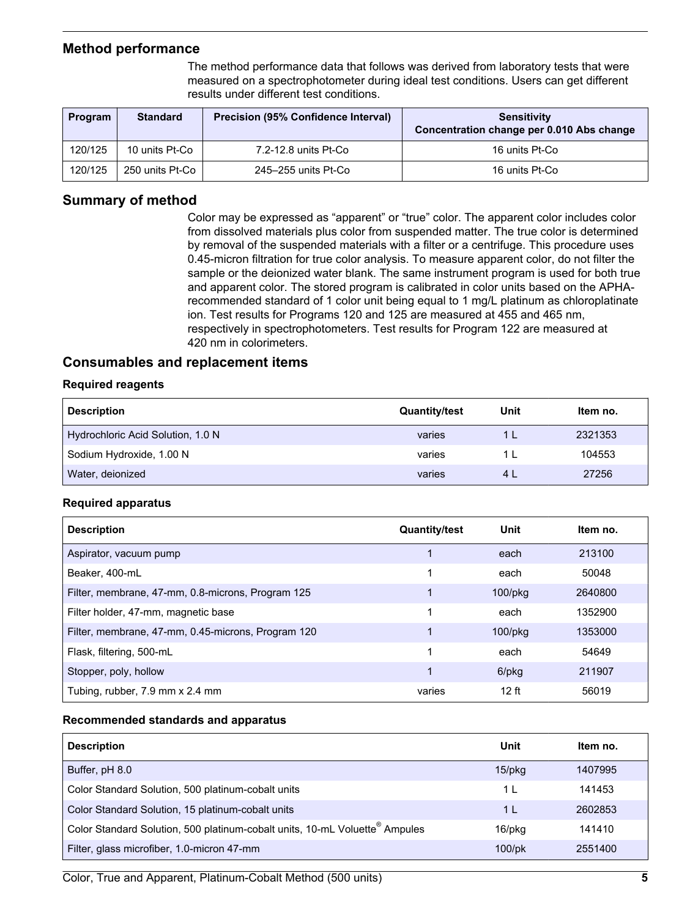## Method performance

The method performance data that follows was derived from laboratory tests that were measured on a spectrophotometer during ideal test conditions. Users can get different results under different test conditions.

| Program | Standard | Precision (95% Confidence Interval) | Sensitivity Concentration change per 0.010 Abs change |
|---|---|---|---|
| 120/125 | 10 units Pt-Co | 7.2-12.8 units Pt-Co | 16 units Pt-Co |
| 120/125 | 250 units Pt-Co | 245–255 units Pt-Co | 16 units Pt-Co |

## Summary of method

Color may be expressed as “apparent” or “true” color. The apparent color includes color from dissolved materials plus color from suspended matter. The true color is determined by removal of the suspended materials with a filter or a centrifuge. This procedure uses 0.45-micron filtration for true color analysis. To measure apparent color, do not filter the sample or the deionized water blank. The same instrument program is used for both true and apparent color. The stored program is calibrated in color units based on the APHA-recommended standard of 1 color unit being equal to 1 mg/L platinum as chloroplatinate ion. Test results for Programs 120 and 125 are measured at 455 and 465 nm, respectively in spectrophotometers. Test results for Program 122 are measured at 420 nm in colorimeters.

## Consumables and replacement items

### Required reagents

| Description | Quantity/test | Unit | Item no. |
|---|---|---|---|
| Hydrochloric Acid Solution, 1.0 N | varies | 1 L | 2321353 |
| Sodium Hydroxide, 1.00 N | varies | 1 L | 104553 |
| Water, deionized | varies | 4 L | 27256 |

### Required apparatus

| Description | Quantity/test | Unit | Item no. |
|---|---|---|---|
| Aspirator, vacuum pump | 1 | each | 213100 |
| Beaker, 400-mL | 1 | each | 50048 |
| Filter, membrane, 47-mm, 0.8-microns, Program 125 | 1 | 100/pkg | 2640800 |
| Filter holder, 47-mm, magnetic base | 1 | each | 1352900 |
| Filter, membrane, 47-mm, 0.45-microns, Program 120 | 1 | 100/pkg | 1353000 |
| Flask, filtering, 500-mL | 1 | each | 54649 |
| Stopper, poly, hollow | 1 | 6/pkg | 211907 |
| Tubing, rubber, 7.9 mm x 2.4 mm | varies | 12 ft | 56019 |

### Recommended standards and apparatus

| Description | Unit | Item no. |
|---|---|---|
| Buffer, pH 8.0 | 15/pkg | 1407995 |
| Color Standard Solution, 500 platinum-cobalt units | 1 L | 141453 |
| Color Standard Solution, 15 platinum-cobalt units | 1 L | 2602853 |
| Color Standard Solution, 500 platinum-cobalt units, 10-mL Voluette® Ampules | 16/pkg | 141410 |
| Filter, glass microfiber, 1.0-micron 47-mm | 100/pk | 2551400 |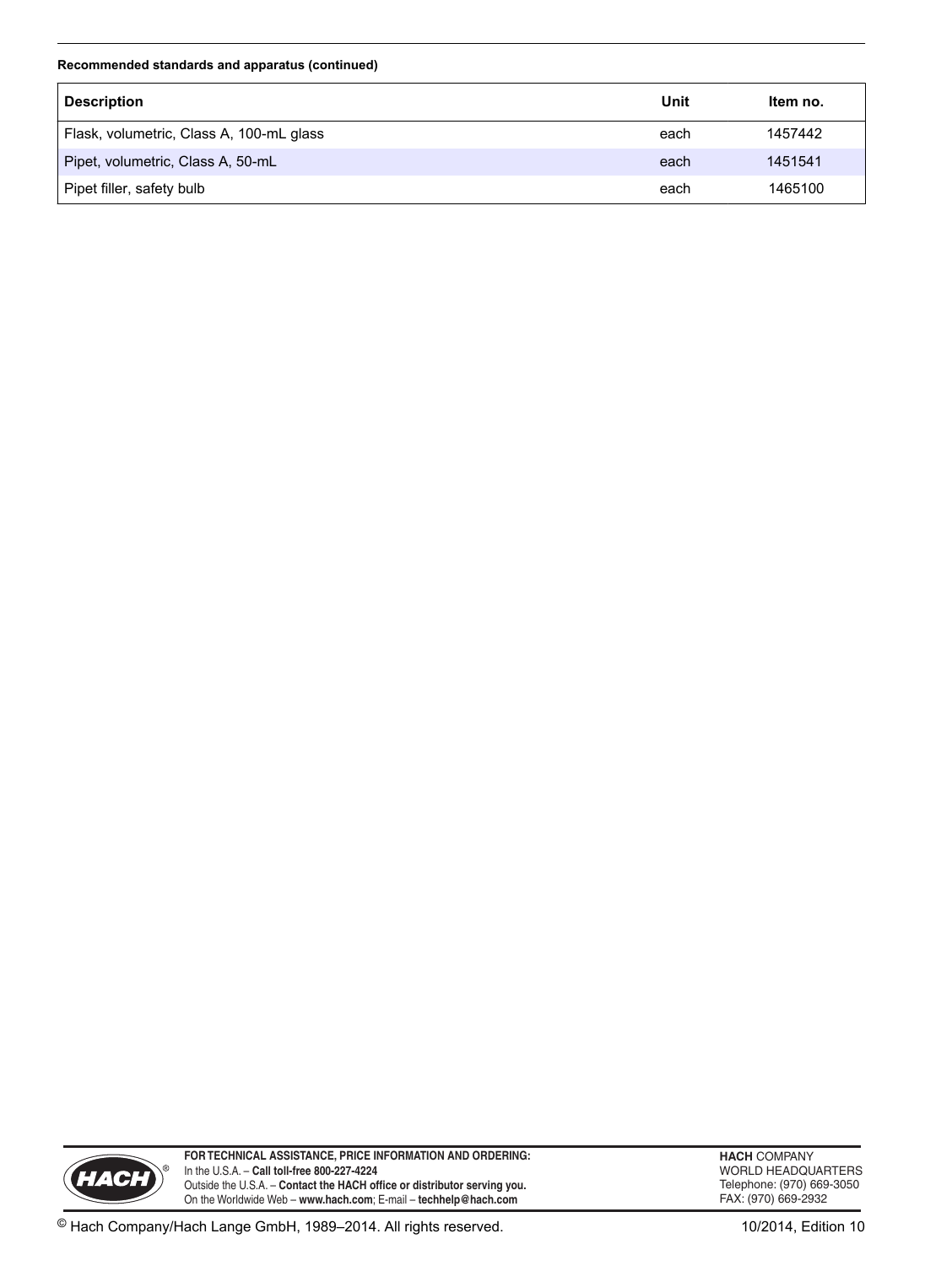**Recommended standards and apparatus (continued)**

| Description | Unit | Item no. |
| --- | --- | --- |
| Flask, volumetric, Class A, 100-mL glass | each | 1457442 |
| Pipet, volumetric, Class A, 50-mL | each | 1451541 |
| Pipet filler, safety bulb | each | 1465100 |

**FOR TECHNICAL ASSISTANCE, PRICE INFORMATION AND ORDERING:**
In the U.S.A. – **Call toll-free 800-227-4224**
Outside the U.S.A. – **Contact the HACH office or distributor serving you.**
On the Worldwide Web – **www.hach.com**; E-mail – **techhelp@hach.com**

**HACH** COMPANY
WORLD HEADQUARTERS
Telephone: (970) 669-3050
FAX: (970) 669-2932

© Hach Company/Hach Lange GmbH, 1989–2014. All rights reserved.

10/2014, Edition 10